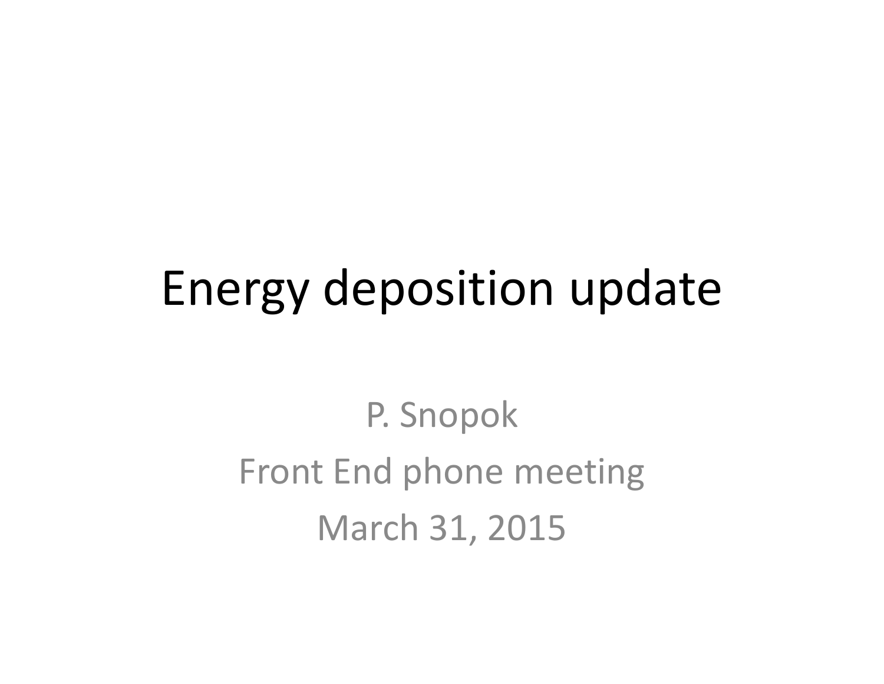# Energy deposition update

P. Snopok

Front End phone meeting

March 31, 2015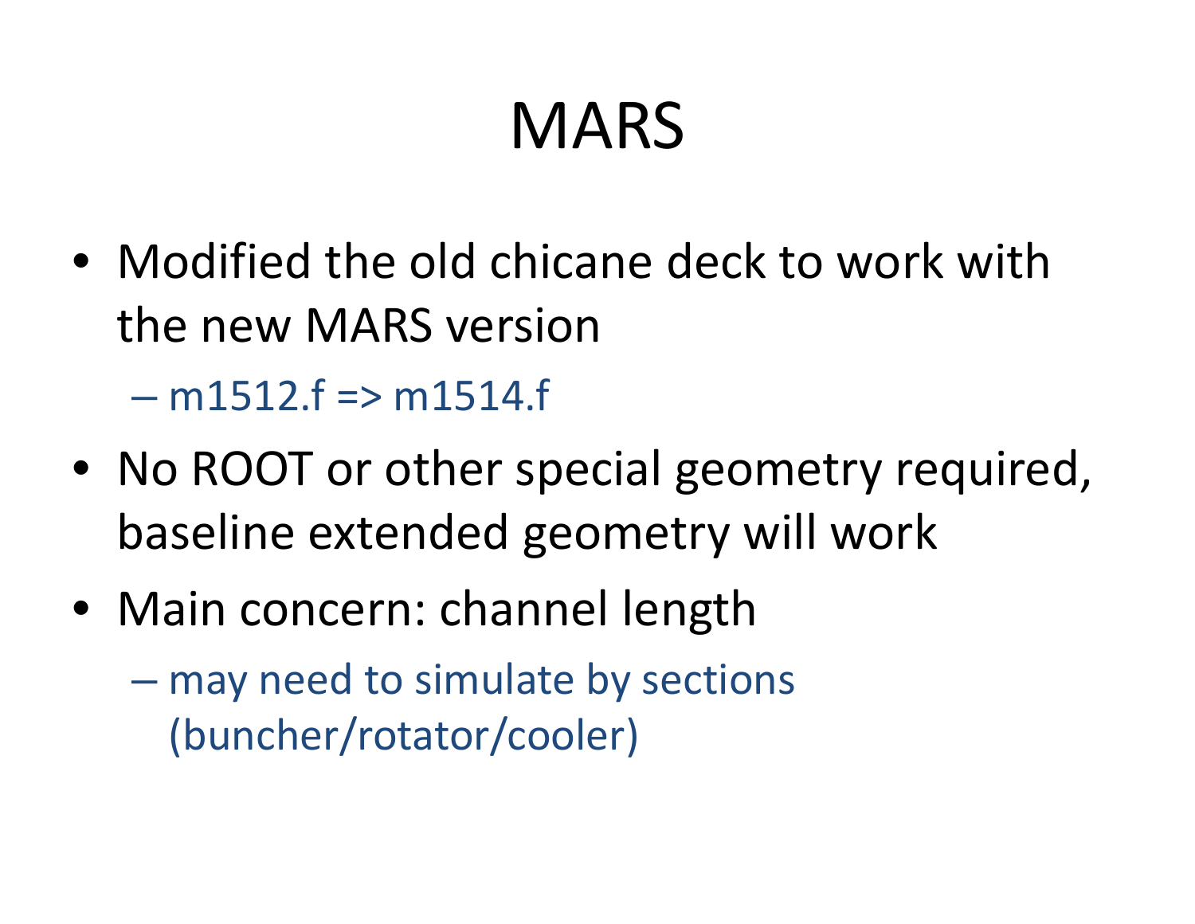# MARS

- Modified the old chicane deck to work with the new MARS version
  - m1512.f => m1514.f
- No ROOT or other special geometry required, baseline extended geometry will work
- Main concern: channel length
  - may need to simulate by sections (buncher/rotator/cooler)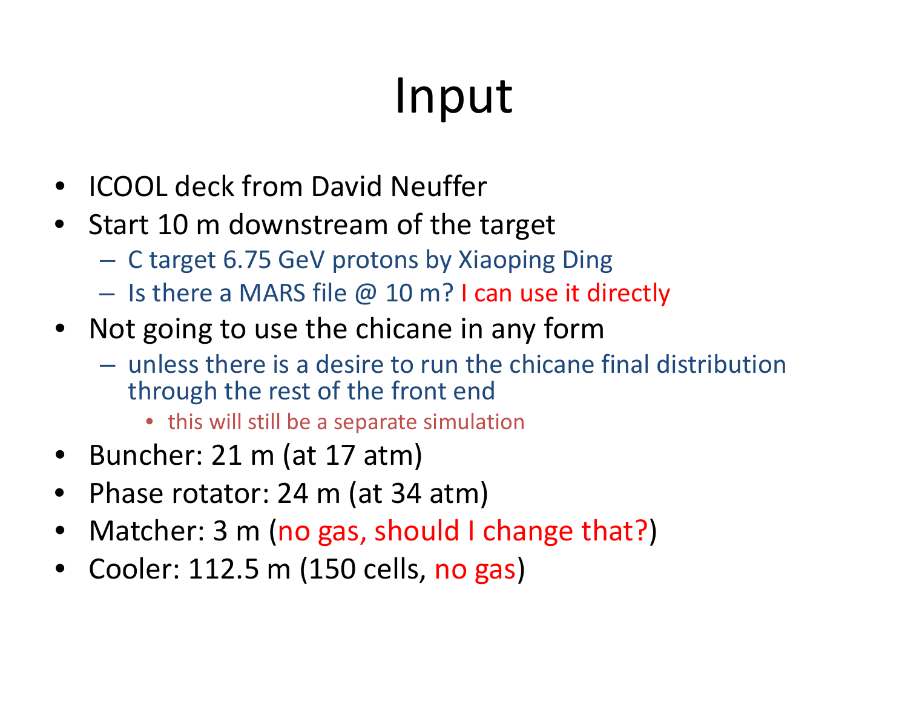# Input

- ICOOL deck from David Neuffer
- Start 10 m downstream of the target
  - C target 6.75 GeV protons by Xiaoping Ding
  - Is there a MARS file @ 10 m? I can use it directly
- Not going to use the chicane in any form
  - unless there is a desire to run the chicane final distribution through the rest of the front end
    - this will still be a separate simulation
- Buncher: 21 m (at 17 atm)
- Phase rotator: 24 m (at 34 atm)
- Matcher: 3 m (no gas, should I change that?)
- Cooler: 112.5 m (150 cells, no gas)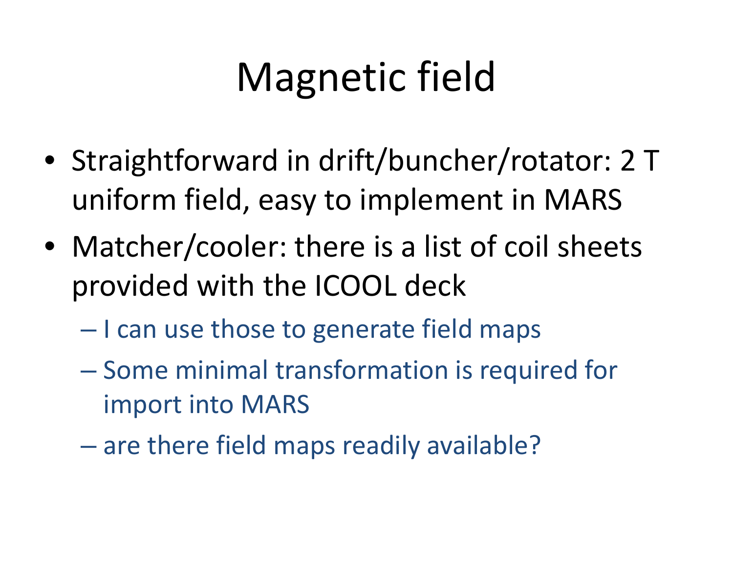# Magnetic field

- Straightforward in drift/buncher/rotator: 2 T uniform field, easy to implement in MARS
- Matcher/cooler: there is a list of coil sheets provided with the ICOOL deck
  - I can use those to generate field maps
  - Some minimal transformation is required for import into MARS
  - are there field maps readily available?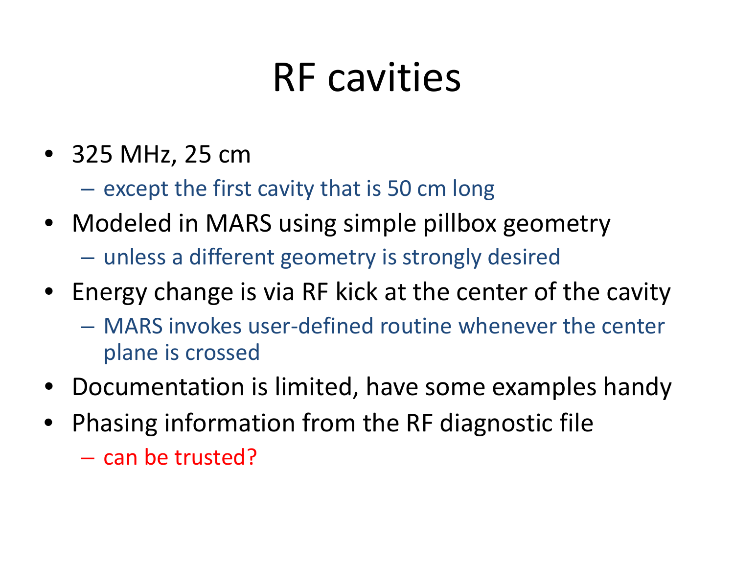# RF cavities

- 325 MHz, 25 cm
  - except the first cavity that is 50 cm long
- Modeled in MARS using simple pillbox geometry
  - unless a different geometry is strongly desired
- Energy change is via RF kick at the center of the cavity
  - MARS invokes user-defined routine whenever the center plane is crossed
- Documentation is limited, have some examples handy
- Phasing information from the RF diagnostic file
  - can be trusted?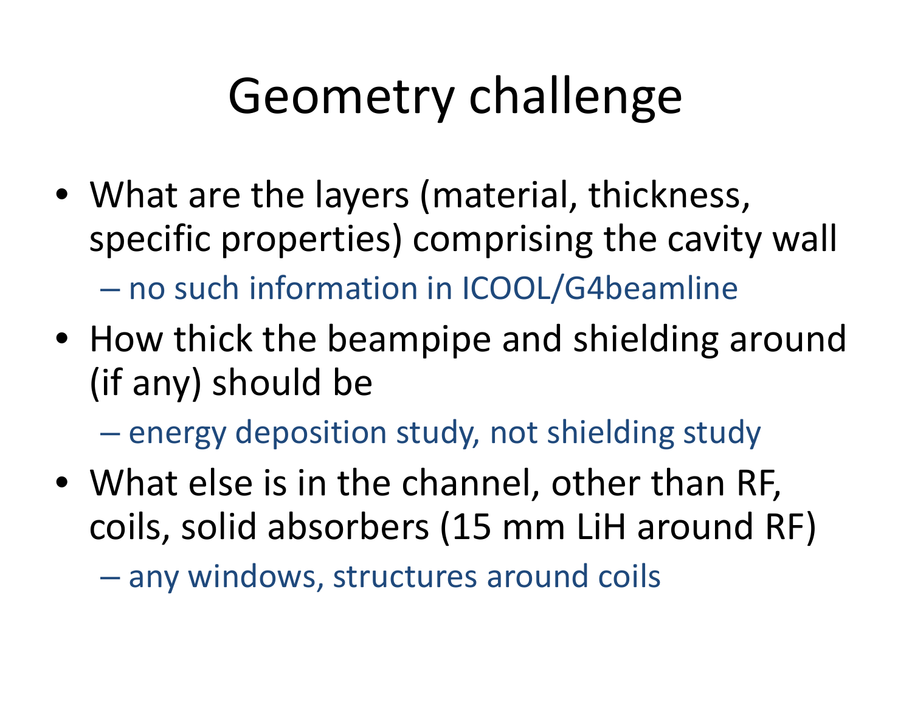# Geometry challenge

- What are the layers (material, thickness, specific properties) comprising the cavity wall
  - no such information in ICOOL/G4beamline
- How thick the beampipe and shielding around (if any) should be
  - energy deposition study, not shielding study
- What else is in the channel, other than RF, coils, solid absorbers (15 mm LiH around RF)
  - any windows, structures around coils